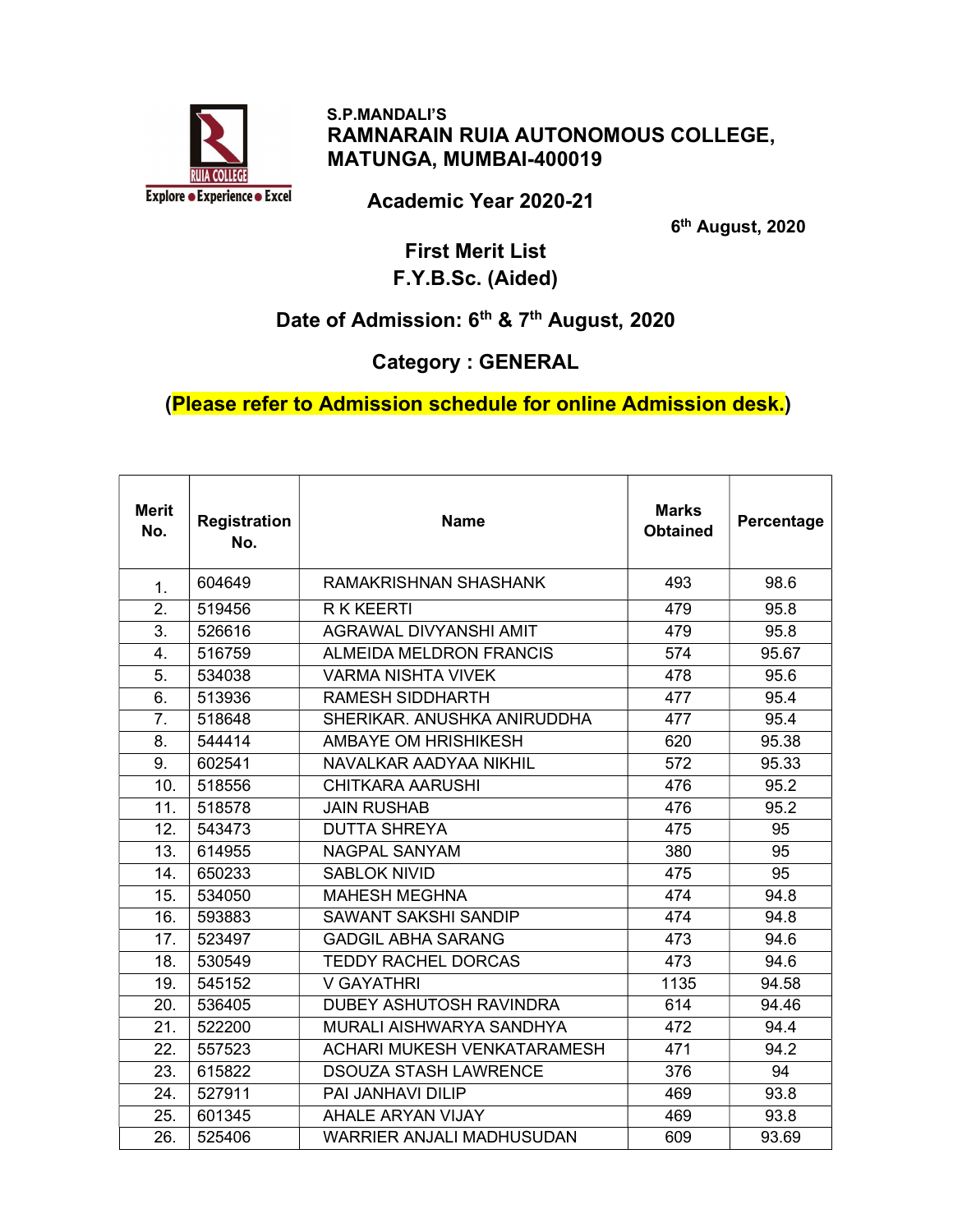S.P.MANDALI'S

# RAMNARAIN RUIA AUTONOMOUS COLLEGE, MATUNGA, MUMBAI-400019

Explore ● Experience ● Excel

## Academic Year 2020-21

6th August, 2020

## First Merit List
## F.Y.B.Sc. (Aided)

### Date of Admission: 6th & 7th August, 2020

### Category : GENERAL

**(Please refer to Admission schedule for online Admission desk.)**

| Merit No. | Registration No. | Name | Marks Obtained | Percentage |
|---|---|---|---|---|
| 1. | 604649 | RAMAKRISHNAN SHASHANK | 493 | 98.6 |
| 2. | 519456 | R K KEERTI | 479 | 95.8 |
| 3. | 526616 | AGRAWAL DIVYANSHI AMIT | 479 | 95.8 |
| 4. | 516759 | ALMEIDA MELDRON FRANCIS | 574 | 95.67 |
| 5. | 534038 | VARMA NISHTA VIVEK | 478 | 95.6 |
| 6. | 513936 | RAMESH SIDDHARTH | 477 | 95.4 |
| 7. | 518648 | SHERIKAR. ANUSHKA ANIRUDDHA | 477 | 95.4 |
| 8. | 544414 | AMBAYE OM HRISHIKESH | 620 | 95.38 |
| 9. | 602541 | NAVALKAR AADYAA NIKHIL | 572 | 95.33 |
| 10. | 518556 | CHITKARA AARUSHI | 476 | 95.2 |
| 11. | 518578 | JAIN RUSHAB | 476 | 95.2 |
| 12. | 543473 | DUTTA SHREYA | 475 | 95 |
| 13. | 614955 | NAGPAL SANYAM | 380 | 95 |
| 14. | 650233 | SABLOK NIVID | 475 | 95 |
| 15. | 534050 | MAHESH MEGHNA | 474 | 94.8 |
| 16. | 593883 | SAWANT SAKSHI SANDIP | 474 | 94.8 |
| 17. | 523497 | GADGIL ABHA SARANG | 473 | 94.6 |
| 18. | 530549 | TEDDY RACHEL DORCAS | 473 | 94.6 |
| 19. | 545152 | V GAYATHRI | 1135 | 94.58 |
| 20. | 536405 | DUBEY ASHUTOSH RAVINDRA | 614 | 94.46 |
| 21. | 522200 | MURALI AISHWARYA SANDHYA | 472 | 94.4 |
| 22. | 557523 | ACHARI MUKESH VENKATARAMESH | 471 | 94.2 |
| 23. | 615822 | DSOUZA STASH LAWRENCE | 376 | 94 |
| 24. | 527911 | PAI JANHAVI DILIP | 469 | 93.8 |
| 25. | 601345 | AHALE ARYAN VIJAY | 469 | 93.8 |
| 26. | 525406 | WARRIER ANJALI MADHUSUDAN | 609 | 93.69 |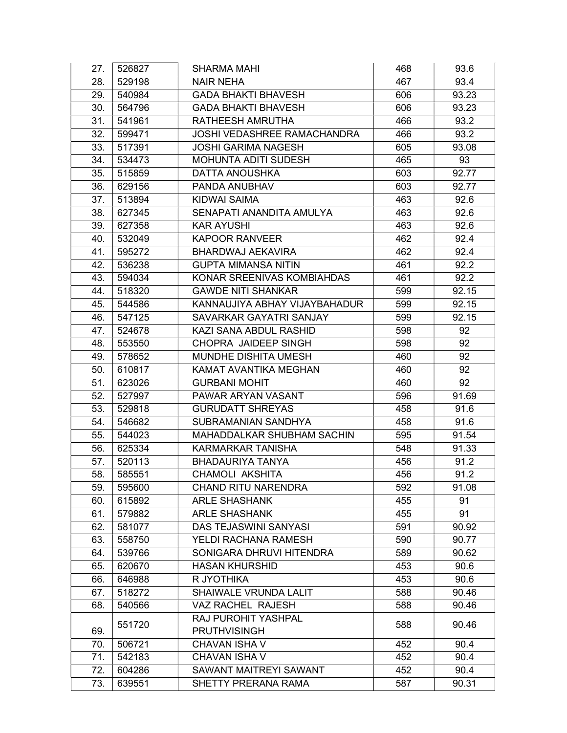| | | | | |
|---|---|---|---|---|
| 27. | 526827 | SHARMA MAHI | 468 | 93.6 |
| 28. | 529198 | NAIR NEHA | 467 | 93.4 |
| 29. | 540984 | GADA BHAKTI BHAVESH | 606 | 93.23 |
| 30. | 564796 | GADA BHAKTI BHAVESH | 606 | 93.23 |
| 31. | 541961 | RATHEESH AMRUTHA | 466 | 93.2 |
| 32. | 599471 | JOSHI VEDASHREE RAMACHANDRA | 466 | 93.2 |
| 33. | 517391 | JOSHI GARIMA NAGESH | 605 | 93.08 |
| 34. | 534473 | MOHUNTA ADITI SUDESH | 465 | 93 |
| 35. | 515859 | DATTA ANOUSHKA | 603 | 92.77 |
| 36. | 629156 | PANDA ANUBHAV | 603 | 92.77 |
| 37. | 513894 | KIDWAI SAIMA | 463 | 92.6 |
| 38. | 627345 | SENAPATI ANANDITA AMULYA | 463 | 92.6 |
| 39. | 627358 | KAR AYUSHI | 463 | 92.6 |
| 40. | 532049 | KAPOOR RANVEER | 462 | 92.4 |
| 41. | 595272 | BHARDWAJ AEKAVIRA | 462 | 92.4 |
| 42. | 536238 | GUPTA MIMANSA NITIN | 461 | 92.2 |
| 43. | 594034 | KONAR SREENIVAS KOMBIAHDAS | 461 | 92.2 |
| 44. | 518320 | GAWDE NITI SHANKAR | 599 | 92.15 |
| 45. | 544586 | KANNAUJIYA ABHAY VIJAYBAHADUR | 599 | 92.15 |
| 46. | 547125 | SAVARKAR GAYATRI SANJAY | 599 | 92.15 |
| 47. | 524678 | KAZI SANA ABDUL RASHID | 598 | 92 |
| 48. | 553550 | CHOPRA JAIDEEP SINGH | 598 | 92 |
| 49. | 578652 | MUNDHE DISHITA UMESH | 460 | 92 |
| 50. | 610817 | KAMAT AVANTIKA MEGHAN | 460 | 92 |
| 51. | 623026 | GURBANI MOHIT | 460 | 92 |
| 52. | 527997 | PAWAR ARYAN VASANT | 596 | 91.69 |
| 53. | 529818 | GURUDATT SHREYAS | 458 | 91.6 |
| 54. | 546682 | SUBRAMANIAN SANDHYA | 458 | 91.6 |
| 55. | 544023 | MAHADDALKAR SHUBHAM SACHIN | 595 | 91.54 |
| 56. | 625334 | KARMARKAR TANISHA | 548 | 91.33 |
| 57. | 520113 | BHADAURIYA TANYA | 456 | 91.2 |
| 58. | 585551 | CHAMOLI AKSHITA | 456 | 91.2 |
| 59. | 595600 | CHAND RITU NARENDRA | 592 | 91.08 |
| 60. | 615892 | ARLE SHASHANK | 455 | 91 |
| 61. | 579882 | ARLE SHASHANK | 455 | 91 |
| 62. | 581077 | DAS TEJASWINI SANYASI | 591 | 90.92 |
| 63. | 558750 | YELDI RACHANA RAMESH | 590 | 90.77 |
| 64. | 539766 | SONIGARA DHRUVI HITENDRA | 589 | 90.62 |
| 65. | 620670 | HASAN KHURSHID | 453 | 90.6 |
| 66. | 646988 | R JYOTHIKA | 453 | 90.6 |
| 67. | 518272 | SHAIWALE VRUNDA LALIT | 588 | 90.46 |
| 68. | 540566 | VAZ RACHEL RAJESH | 588 | 90.46 |
| 69. | 551720 | RAJ PUROHIT YASHPAL PRUTHVISINGH | 588 | 90.46 |
| 70. | 506721 | CHAVAN ISHA V | 452 | 90.4 |
| 71. | 542183 | CHAVAN ISHA V | 452 | 90.4 |
| 72. | 604286 | SAWANT MAITREYI SAWANT | 452 | 90.4 |
| 73. | 639551 | SHETTY PRERANA RAMA | 587 | 90.31 |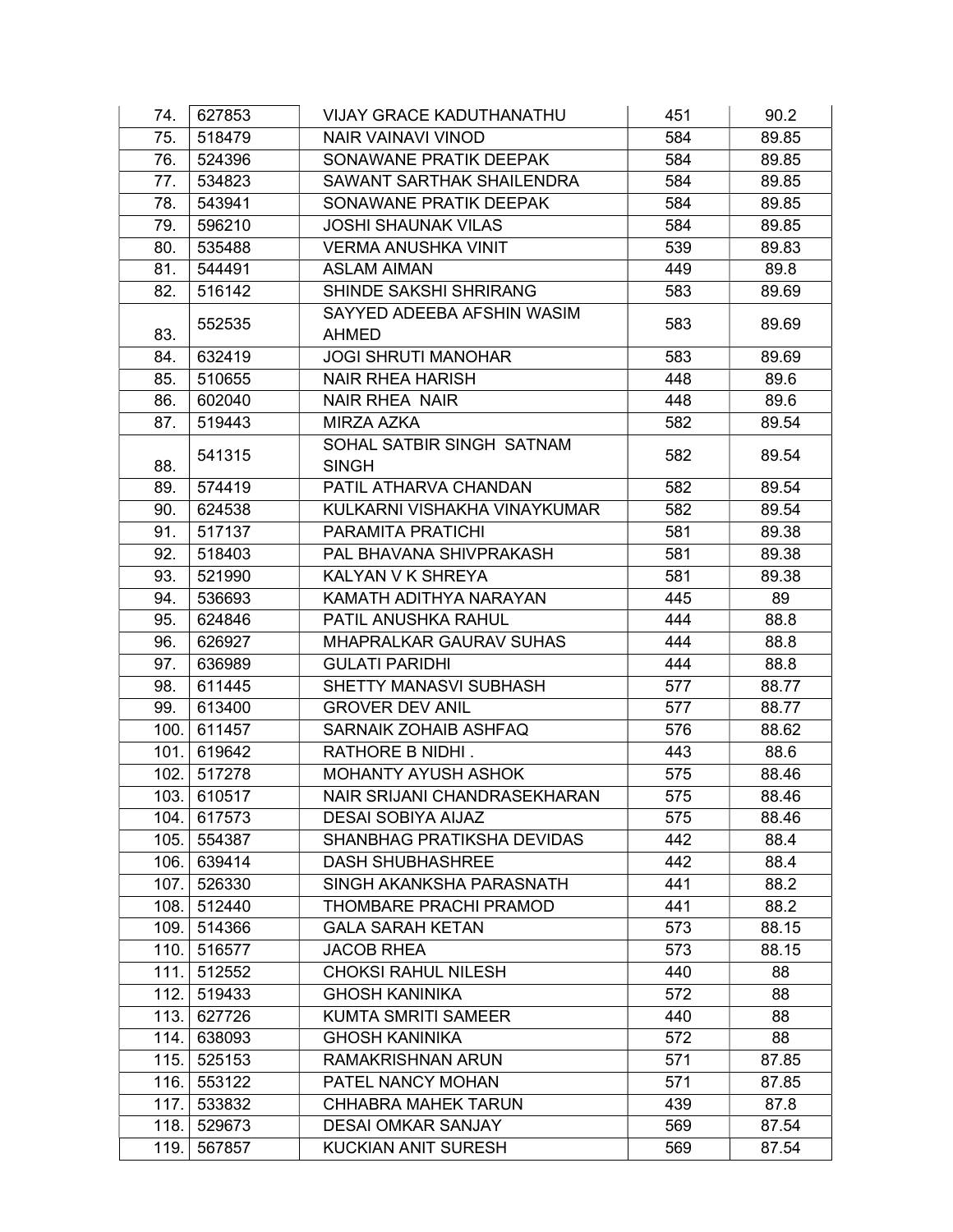| | | | | |
|---|---|---|---|---|
| 74. | 627853 | VIJAY GRACE KADUTHANATHU | 451 | 90.2 |
| 75. | 518479 | NAIR VAINAVI VINOD | 584 | 89.85 |
| 76. | 524396 | SONAWANE PRATIK DEEPAK | 584 | 89.85 |
| 77. | 534823 | SAWANT SARTHAK SHAILENDRA | 584 | 89.85 |
| 78. | 543941 | SONAWANE PRATIK DEEPAK | 584 | 89.85 |
| 79. | 596210 | JOSHI SHAUNAK VILAS | 584 | 89.85 |
| 80. | 535488 | VERMA ANUSHKA VINIT | 539 | 89.83 |
| 81. | 544491 | ASLAM AIMAN | 449 | 89.8 |
| 82. | 516142 | SHINDE SAKSHI SHRIRANG | 583 | 89.69 |
| 83. | 552535 | SAYYED ADEEBA AFSHIN WASIM AHMED | 583 | 89.69 |
| 84. | 632419 | JOGI SHRUTI MANOHAR | 583 | 89.69 |
| 85. | 510655 | NAIR RHEA HARISH | 448 | 89.6 |
| 86. | 602040 | NAIR RHEA NAIR | 448 | 89.6 |
| 87. | 519443 | MIRZA AZKA | 582 | 89.54 |
| 88. | 541315 | SOHAL SATBIR SINGH SATNAM SINGH | 582 | 89.54 |
| 89. | 574419 | PATIL ATHARVA CHANDAN | 582 | 89.54 |
| 90. | 624538 | KULKARNI VISHAKHA VINAYKUMAR | 582 | 89.54 |
| 91. | 517137 | PARAMITA PRATICHI | 581 | 89.38 |
| 92. | 518403 | PAL BHAVANA SHIVPRAKASH | 581 | 89.38 |
| 93. | 521990 | KALYAN V K SHREYA | 581 | 89.38 |
| 94. | 536693 | KAMATH ADITHYA NARAYAN | 445 | 89 |
| 95. | 624846 | PATIL ANUSHKA RAHUL | 444 | 88.8 |
| 96. | 626927 | MHAPRALKAR GAURAV SUHAS | 444 | 88.8 |
| 97. | 636989 | GULATI PARIDHI | 444 | 88.8 |
| 98. | 611445 | SHETTY MANASVI SUBHASH | 577 | 88.77 |
| 99. | 613400 | GROVER DEV ANIL | 577 | 88.77 |
| 100. | 611457 | SARNAIK ZOHAIB ASHFAQ | 576 | 88.62 |
| 101. | 619642 | RATHORE B NIDHI . | 443 | 88.6 |
| 102. | 517278 | MOHANTY AYUSH ASHOK | 575 | 88.46 |
| 103. | 610517 | NAIR SRIJANI CHANDRASEKHARAN | 575 | 88.46 |
| 104. | 617573 | DESAI SOBIYA AIJAZ | 575 | 88.46 |
| 105. | 554387 | SHANBHAG PRATIKSHA DEVIDAS | 442 | 88.4 |
| 106. | 639414 | DASH SHUBHASHREE | 442 | 88.4 |
| 107. | 526330 | SINGH AKANKSHA PARASNATH | 441 | 88.2 |
| 108. | 512440 | THOMBARE PRACHI PRAMOD | 441 | 88.2 |
| 109. | 514366 | GALA SARAH KETAN | 573 | 88.15 |
| 110. | 516577 | JACOB RHEA | 573 | 88.15 |
| 111. | 512552 | CHOKSI RAHUL NILESH | 440 | 88 |
| 112. | 519433 | GHOSH KANINIKA | 572 | 88 |
| 113. | 627726 | KUMTA SMRITI SAMEER | 440 | 88 |
| 114. | 638093 | GHOSH KANINIKA | 572 | 88 |
| 115. | 525153 | RAMAKRISHNAN ARUN | 571 | 87.85 |
| 116. | 553122 | PATEL NANCY MOHAN | 571 | 87.85 |
| 117. | 533832 | CHHABRA MAHEK TARUN | 439 | 87.8 |
| 118. | 529673 | DESAI OMKAR SANJAY | 569 | 87.54 |
| 119. | 567857 | KUCKIAN ANIT SURESH | 569 | 87.54 |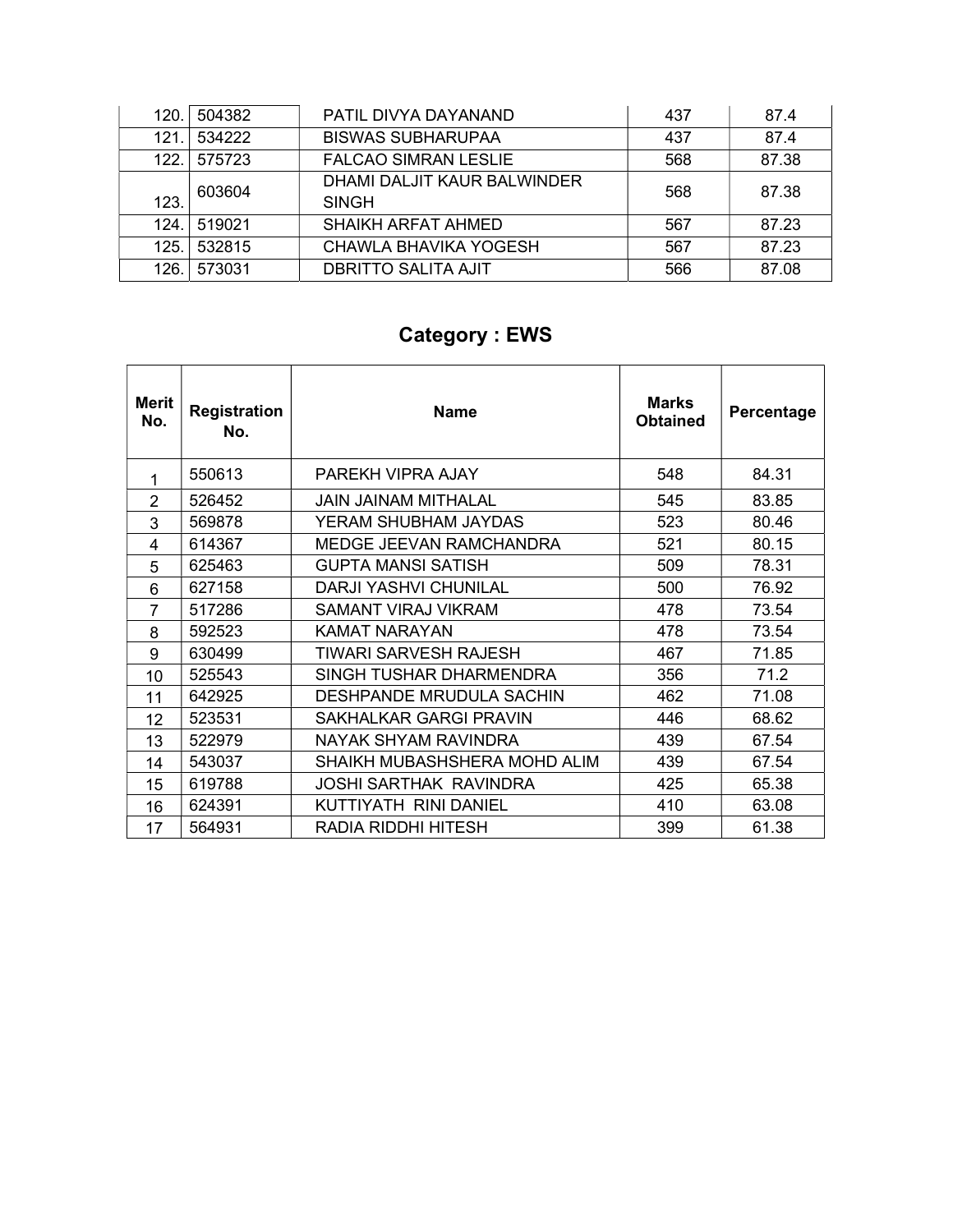| | | | | |
|---|---|---|---|---|
| 120. | 504382 | PATIL DIVYA DAYANAND | 437 | 87.4 |
| 121. | 534222 | BISWAS SUBHARUPAA | 437 | 87.4 |
| 122. | 575723 | FALCAO SIMRAN LESLIE | 568 | 87.38 |
| 123. | 603604 | DHAMI DALJIT KAUR BALWINDER SINGH | 568 | 87.38 |
| 124. | 519021 | SHAIKH ARFAT AHMED | 567 | 87.23 |
| 125. | 532815 | CHAWLA BHAVIKA YOGESH | 567 | 87.23 |
| 126. | 573031 | DBRITTO SALITA AJIT | 566 | 87.08 |

## Category : EWS

| Merit No. | Registration No. | Name | Marks Obtained | Percentage |
|---|---|---|---|---|
| 1 | 550613 | PAREKH VIPRA AJAY | 548 | 84.31 |
| 2 | 526452 | JAIN JAINAM MITHALAL | 545 | 83.85 |
| 3 | 569878 | YERAM SHUBHAM JAYDAS | 523 | 80.46 |
| 4 | 614367 | MEDGE JEEVAN RAMCHANDRA | 521 | 80.15 |
| 5 | 625463 | GUPTA MANSI SATISH | 509 | 78.31 |
| 6 | 627158 | DARJI YASHVI CHUNILAL | 500 | 76.92 |
| 7 | 517286 | SAMANT VIRAJ VIKRAM | 478 | 73.54 |
| 8 | 592523 | KAMAT NARAYAN | 478 | 73.54 |
| 9 | 630499 | TIWARI SARVESH RAJESH | 467 | 71.85 |
| 10 | 525543 | SINGH TUSHAR DHARMENDRA | 356 | 71.2 |
| 11 | 642925 | DESHPANDE MRUDULA SACHIN | 462 | 71.08 |
| 12 | 523531 | SAKHALKAR GARGI PRAVIN | 446 | 68.62 |
| 13 | 522979 | NAYAK SHYAM RAVINDRA | 439 | 67.54 |
| 14 | 543037 | SHAIKH MUBASHSHERA MOHD ALIM | 439 | 67.54 |
| 15 | 619788 | JOSHI SARTHAK RAVINDRA | 425 | 65.38 |
| 16 | 624391 | KUTTIYATH RINI DANIEL | 410 | 63.08 |
| 17 | 564931 | RADIA RIDDHI HITESH | 399 | 61.38 |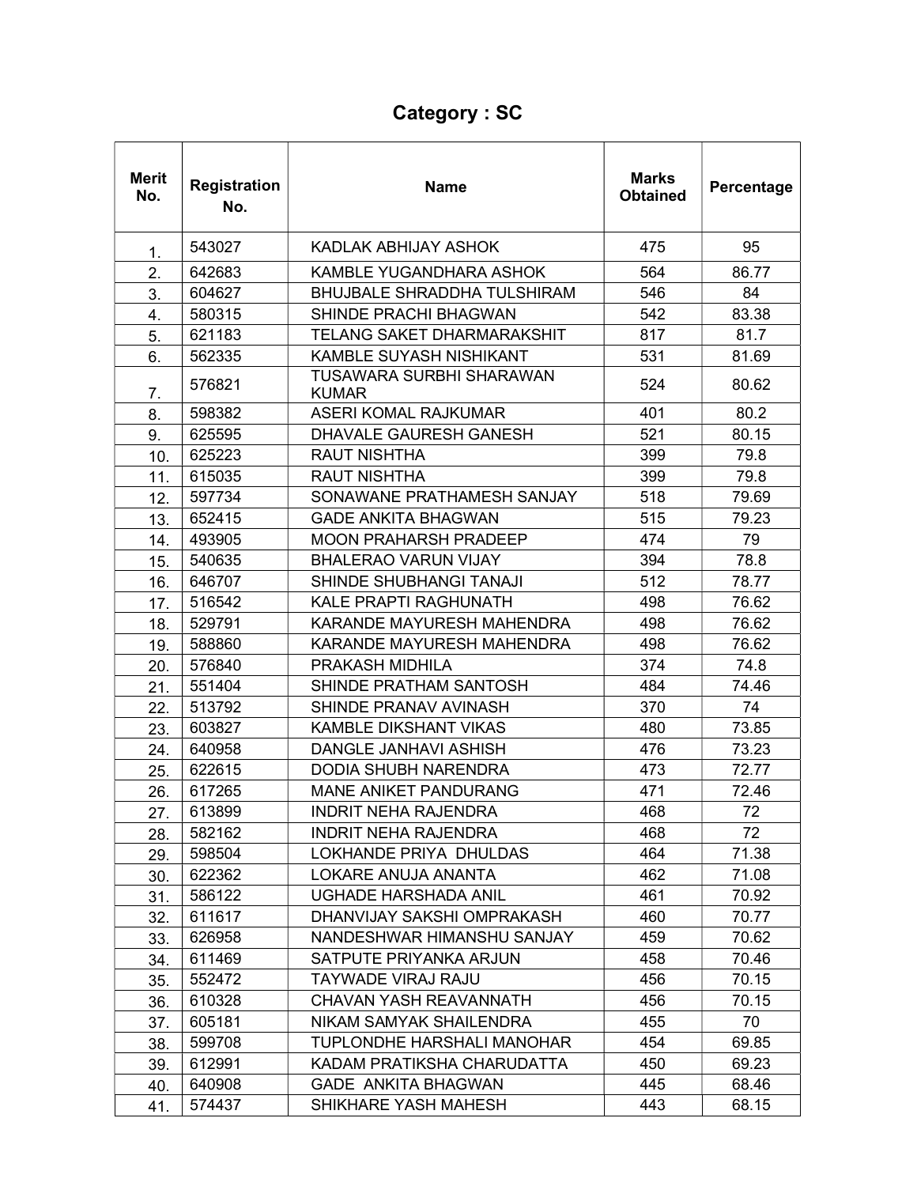## Category : SC

| Merit No. | Registration No. | Name | Marks Obtained | Percentage |
|---|---|---|---|---|
| 1. | 543027 | KADLAK ABHIJAY ASHOK | 475 | 95 |
| 2. | 642683 | KAMBLE YUGANDHARA ASHOK | 564 | 86.77 |
| 3. | 604627 | BHUJBALE SHRADDHA TULSHIRAM | 546 | 84 |
| 4. | 580315 | SHINDE PRACHI BHAGWAN | 542 | 83.38 |
| 5. | 621183 | TELANG SAKET DHARMARAKSHIT | 817 | 81.7 |
| 6. | 562335 | KAMBLE SUYASH NISHIKANT | 531 | 81.69 |
| 7. | 576821 | TUSAWARA SURBHI SHARAWAN KUMAR | 524 | 80.62 |
| 8. | 598382 | ASERI KOMAL RAJKUMAR | 401 | 80.2 |
| 9. | 625595 | DHAVALE GAURESH GANESH | 521 | 80.15 |
| 10. | 625223 | RAUT NISHTHA | 399 | 79.8 |
| 11. | 615035 | RAUT NISHTHA | 399 | 79.8 |
| 12. | 597734 | SONAWANE PRATHAMESH SANJAY | 518 | 79.69 |
| 13. | 652415 | GADE ANKITA BHAGWAN | 515 | 79.23 |
| 14. | 493905 | MOON PRAHARSH PRADEEP | 474 | 79 |
| 15. | 540635 | BHALERAO VARUN VIJAY | 394 | 78.8 |
| 16. | 646707 | SHINDE SHUBHANGI TANAJI | 512 | 78.77 |
| 17. | 516542 | KALE PRAPTI RAGHUNATH | 498 | 76.62 |
| 18. | 529791 | KARANDE MAYURESH MAHENDRA | 498 | 76.62 |
| 19. | 588860 | KARANDE MAYURESH MAHENDRA | 498 | 76.62 |
| 20. | 576840 | PRAKASH MIDHILA | 374 | 74.8 |
| 21. | 551404 | SHINDE PRATHAM SANTOSH | 484 | 74.46 |
| 22. | 513792 | SHINDE PRANAV AVINASH | 370 | 74 |
| 23. | 603827 | KAMBLE DIKSHANT VIKAS | 480 | 73.85 |
| 24. | 640958 | DANGLE JANHAVI ASHISH | 476 | 73.23 |
| 25. | 622615 | DODIA SHUBH NARENDRA | 473 | 72.77 |
| 26. | 617265 | MANE ANIKET PANDURANG | 471 | 72.46 |
| 27. | 613899 | INDRIT NEHA RAJENDRA | 468 | 72 |
| 28. | 582162 | INDRIT NEHA RAJENDRA | 468 | 72 |
| 29. | 598504 | LOKHANDE PRIYA DHULDAS | 464 | 71.38 |
| 30. | 622362 | LOKARE ANUJA ANANTA | 462 | 71.08 |
| 31. | 586122 | UGHADE HARSHADA ANIL | 461 | 70.92 |
| 32. | 611617 | DHANVIJAY SAKSHI OMPRAKASH | 460 | 70.77 |
| 33. | 626958 | NANDESHWAR HIMANSHU SANJAY | 459 | 70.62 |
| 34. | 611469 | SATPUTE PRIYANKA ARJUN | 458 | 70.46 |
| 35. | 552472 | TAYWADE VIRAJ RAJU | 456 | 70.15 |
| 36. | 610328 | CHAVAN YASH REAVANNATH | 456 | 70.15 |
| 37. | 605181 | NIKAM SAMYAK SHAILENDRA | 455 | 70 |
| 38. | 599708 | TUPLONDHE HARSHALI MANOHAR | 454 | 69.85 |
| 39. | 612991 | KADAM PRATIKSHA CHARUDATTA | 450 | 69.23 |
| 40. | 640908 | GADE ANKITA BHAGWAN | 445 | 68.46 |
| 41. | 574437 | SHIKHARE YASH MAHESH | 443 | 68.15 |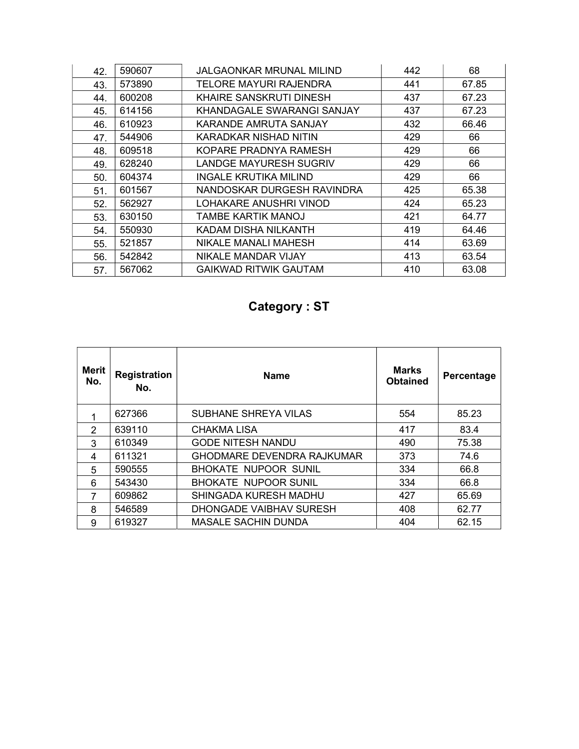| | | | | |
|---|---|---|---|---|
| 42. | 590607 | JALGAONKAR MRUNAL MILIND | 442 | 68 |
| 43. | 573890 | TELORE MAYURI RAJENDRA | 441 | 67.85 |
| 44. | 600208 | KHAIRE SANSKRUTI DINESH | 437 | 67.23 |
| 45. | 614156 | KHANDAGALE SWARANGI SANJAY | 437 | 67.23 |
| 46. | 610923 | KARANDE AMRUTA SANJAY | 432 | 66.46 |
| 47. | 544906 | KARADKAR NISHAD NITIN | 429 | 66 |
| 48. | 609518 | KOPARE PRADNYA RAMESH | 429 | 66 |
| 49. | 628240 | LANDGE MAYURESH SUGRIV | 429 | 66 |
| 50. | 604374 | INGALE KRUTIKA MILIND | 429 | 66 |
| 51. | 601567 | NANDOSKAR DURGESH RAVINDRA | 425 | 65.38 |
| 52. | 562927 | LOHAKARE ANUSHRI VINOD | 424 | 65.23 |
| 53. | 630150 | TAMBE KARTIK MANOJ | 421 | 64.77 |
| 54. | 550930 | KADAM DISHA NILKANTH | 419 | 64.46 |
| 55. | 521857 | NIKALE MANALI MAHESH | 414 | 63.69 |
| 56. | 542842 | NIKALE MANDAR VIJAY | 413 | 63.54 |
| 57. | 567062 | GAIKWAD RITWIK GAUTAM | 410 | 63.08 |

## Category : ST

| Merit No. | Registration No. | Name | Marks Obtained | Percentage |
|---|---|---|---|---|
| 1 | 627366 | SUBHANE SHREYA VILAS | 554 | 85.23 |
| 2 | 639110 | CHAKMA LISA | 417 | 83.4 |
| 3 | 610349 | GODE NITESH NANDU | 490 | 75.38 |
| 4 | 611321 | GHODMARE DEVENDRA RAJKUMAR | 373 | 74.6 |
| 5 | 590555 | BHOKATE NUPOOR SUNIL | 334 | 66.8 |
| 6 | 543430 | BHOKATE NUPOOR SUNIL | 334 | 66.8 |
| 7 | 609862 | SHINGADA KURESH MADHU | 427 | 65.69 |
| 8 | 546589 | DHONGADE VAIBHAV SURESH | 408 | 62.77 |
| 9 | 619327 | MASALE SACHIN DUNDA | 404 | 62.15 |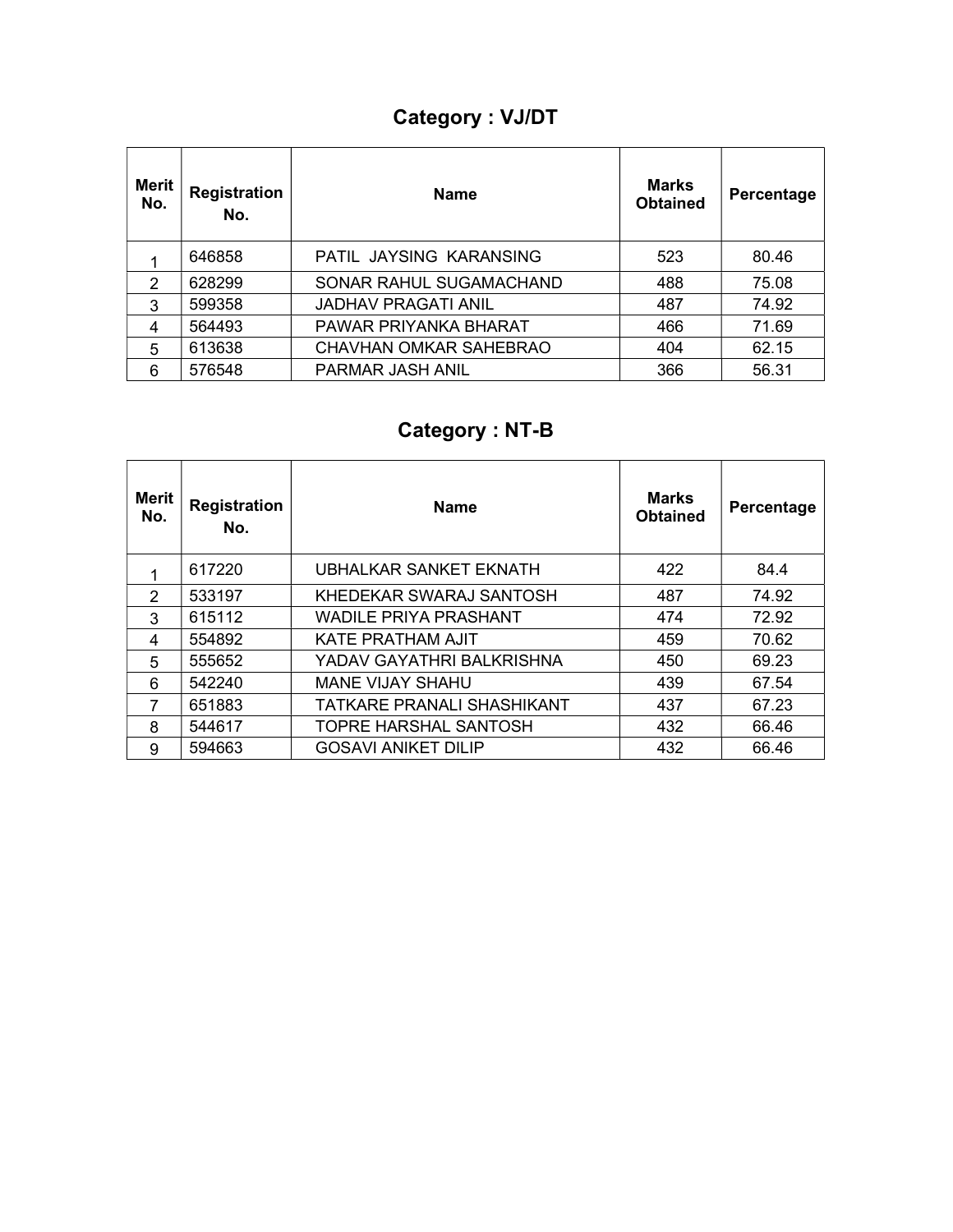## Category : VJ/DT

| Merit No. | Registration No. | Name | Marks Obtained | Percentage |
|---|---|---|---|---|
| 1 | 646858 | PATIL JAYSING KARANSING | 523 | 80.46 |
| 2 | 628299 | SONAR RAHUL SUGAMACHAND | 488 | 75.08 |
| 3 | 599358 | JADHAV PRAGATI ANIL | 487 | 74.92 |
| 4 | 564493 | PAWAR PRIYANKA BHARAT | 466 | 71.69 |
| 5 | 613638 | CHAVHAN OMKAR SAHEBRAO | 404 | 62.15 |
| 6 | 576548 | PARMAR JASH ANIL | 366 | 56.31 |

## Category : NT-B

| Merit No. | Registration No. | Name | Marks Obtained | Percentage |
|---|---|---|---|---|
| 1 | 617220 | UBHALKAR SANKET EKNATH | 422 | 84.4 |
| 2 | 533197 | KHEDEKAR SWARAJ SANTOSH | 487 | 74.92 |
| 3 | 615112 | WADILE PRIYA PRASHANT | 474 | 72.92 |
| 4 | 554892 | KATE PRATHAM AJIT | 459 | 70.62 |
| 5 | 555652 | YADAV GAYATHRI BALKRISHNA | 450 | 69.23 |
| 6 | 542240 | MANE VIJAY SHAHU | 439 | 67.54 |
| 7 | 651883 | TATKARE PRANALI SHASHIKANT | 437 | 67.23 |
| 8 | 544617 | TOPRE HARSHAL SANTOSH | 432 | 66.46 |
| 9 | 594663 | GOSAVI ANIKET DILIP | 432 | 66.46 |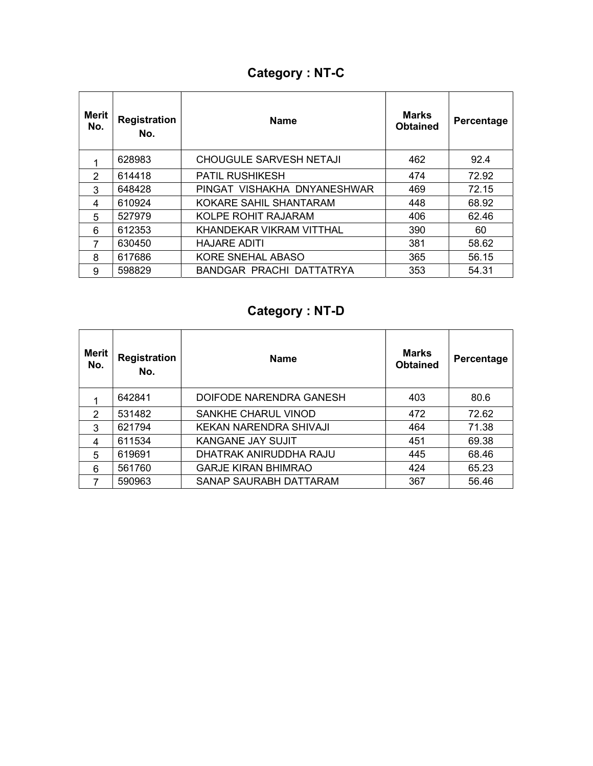## Category : NT-C

| Merit No. | Registration No. | Name | Marks Obtained | Percentage |
|---|---|---|---|---|
| 1 | 628983 | CHOUGULE SARVESH NETAJI | 462 | 92.4 |
| 2 | 614418 | PATIL RUSHIKESH | 474 | 72.92 |
| 3 | 648428 | PINGAT VISHAKHA DNYANESHWAR | 469 | 72.15 |
| 4 | 610924 | KOKARE SAHIL SHANTARAM | 448 | 68.92 |
| 5 | 527979 | KOLPE ROHIT RAJARAM | 406 | 62.46 |
| 6 | 612353 | KHANDEKAR VIKRAM VITTHAL | 390 | 60 |
| 7 | 630450 | HAJARE ADITI | 381 | 58.62 |
| 8 | 617686 | KORE SNEHAL ABASO | 365 | 56.15 |
| 9 | 598829 | BANDGAR PRACHI DATTATRYA | 353 | 54.31 |

## Category : NT-D

| Merit No. | Registration No. | Name | Marks Obtained | Percentage |
|---|---|---|---|---|
| 1 | 642841 | DOIFODE NARENDRA GANESH | 403 | 80.6 |
| 2 | 531482 | SANKHE CHARUL VINOD | 472 | 72.62 |
| 3 | 621794 | KEKAN NARENDRA SHIVAJI | 464 | 71.38 |
| 4 | 611534 | KANGANE JAY SUJIT | 451 | 69.38 |
| 5 | 619691 | DHATRAK ANIRUDDHA RAJU | 445 | 68.46 |
| 6 | 561760 | GARJE KIRAN BHIMRAO | 424 | 65.23 |
| 7 | 590963 | SANAP SAURABH DATTARAM | 367 | 56.46 |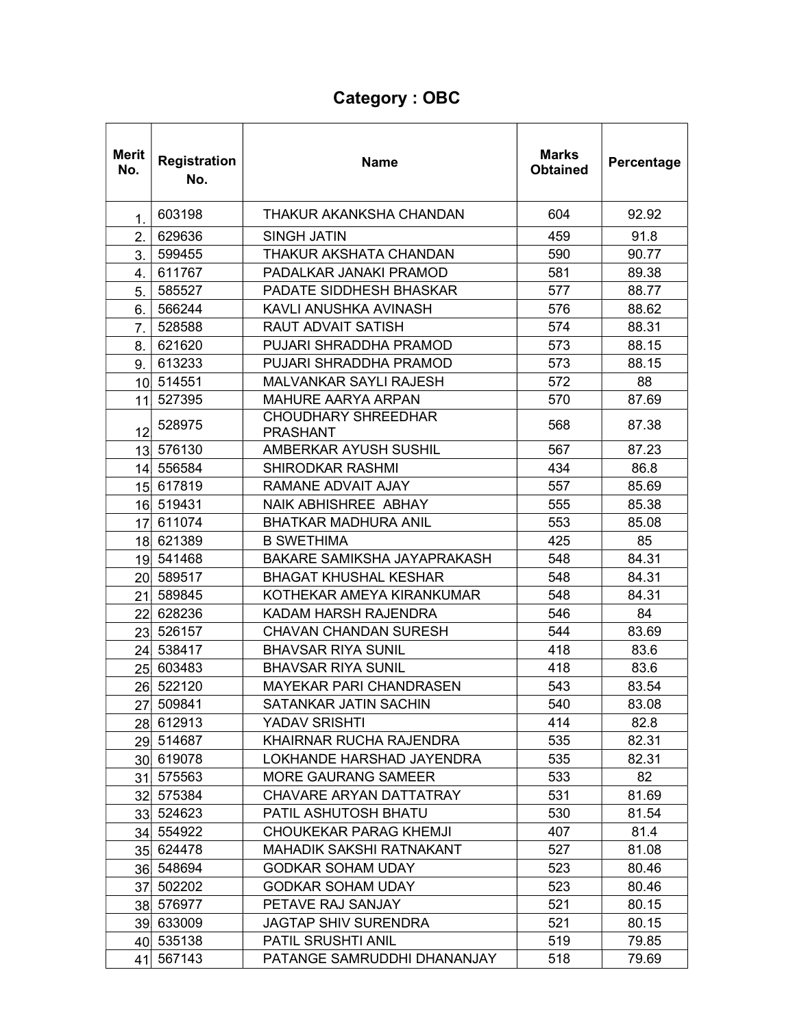## Category : OBC

| Merit No. | Registration No. | Name | Marks Obtained | Percentage |
|---|---|---|---|---|
| 1. | 603198 | THAKUR AKANKSHA CHANDAN | 604 | 92.92 |
| 2. | 629636 | SINGH JATIN | 459 | 91.8 |
| 3. | 599455 | THAKUR AKSHATA CHANDAN | 590 | 90.77 |
| 4. | 611767 | PADALKAR JANAKI PRAMOD | 581 | 89.38 |
| 5. | 585527 | PADATE SIDDHESH BHASKAR | 577 | 88.77 |
| 6. | 566244 | KAVLI ANUSHKA AVINASH | 576 | 88.62 |
| 7. | 528588 | RAUT ADVAIT SATISH | 574 | 88.31 |
| 8. | 621620 | PUJARI SHRADDHA PRAMOD | 573 | 88.15 |
| 9. | 613233 | PUJARI SHRADDHA PRAMOD | 573 | 88.15 |
| 10 | 514551 | MALVANKAR SAYLI RAJESH | 572 | 88 |
| 11 | 527395 | MAHURE AARYA ARPAN | 570 | 87.69 |
| 12 | 528975 | CHOUDHARY SHREEDHAR PRASHANT | 568 | 87.38 |
| 13 | 576130 | AMBERKAR AYUSH SUSHIL | 567 | 87.23 |
| 14 | 556584 | SHIRODKAR RASHMI | 434 | 86.8 |
| 15 | 617819 | RAMANE ADVAIT AJAY | 557 | 85.69 |
| 16 | 519431 | NAIK ABHISHREE ABHAY | 555 | 85.38 |
| 17 | 611074 | BHATKAR MADHURA ANIL | 553 | 85.08 |
| 18 | 621389 | B SWETHIMA | 425 | 85 |
| 19 | 541468 | BAKARE SAMIKSHA JAYAPRAKASH | 548 | 84.31 |
| 20 | 589517 | BHAGAT KHUSHAL KESHAR | 548 | 84.31 |
| 21 | 589845 | KOTHEKAR AMEYA KIRANKUMAR | 548 | 84.31 |
| 22 | 628236 | KADAM HARSH RAJENDRA | 546 | 84 |
| 23 | 526157 | CHAVAN CHANDAN SURESH | 544 | 83.69 |
| 24 | 538417 | BHAVSAR RIYA SUNIL | 418 | 83.6 |
| 25 | 603483 | BHAVSAR RIYA SUNIL | 418 | 83.6 |
| 26 | 522120 | MAYEKAR PARI CHANDRASEN | 543 | 83.54 |
| 27 | 509841 | SATANKAR JATIN SACHIN | 540 | 83.08 |
| 28 | 612913 | YADAV SRISHTI | 414 | 82.8 |
| 29 | 514687 | KHAIRNAR RUCHA RAJENDRA | 535 | 82.31 |
| 30 | 619078 | LOKHANDE HARSHAD JAYENDRA | 535 | 82.31 |
| 31 | 575563 | MORE GAURANG SAMEER | 533 | 82 |
| 32 | 575384 | CHAVARE ARYAN DATTATRAY | 531 | 81.69 |
| 33 | 524623 | PATIL ASHUTOSH BHATU | 530 | 81.54 |
| 34 | 554922 | CHOUKEKAR PARAG KHEMJI | 407 | 81.4 |
| 35 | 624478 | MAHADIK SAKSHI RATNAKANT | 527 | 81.08 |
| 36 | 548694 | GODKAR SOHAM UDAY | 523 | 80.46 |
| 37 | 502202 | GODKAR SOHAM UDAY | 523 | 80.46 |
| 38 | 576977 | PETAVE RAJ SANJAY | 521 | 80.15 |
| 39 | 633009 | JAGTAP SHIV SURENDRA | 521 | 80.15 |
| 40 | 535138 | PATIL SRUSHTI ANIL | 519 | 79.85 |
| 41 | 567143 | PATANGE SAMRUDDHI DHANANJAY | 518 | 79.69 |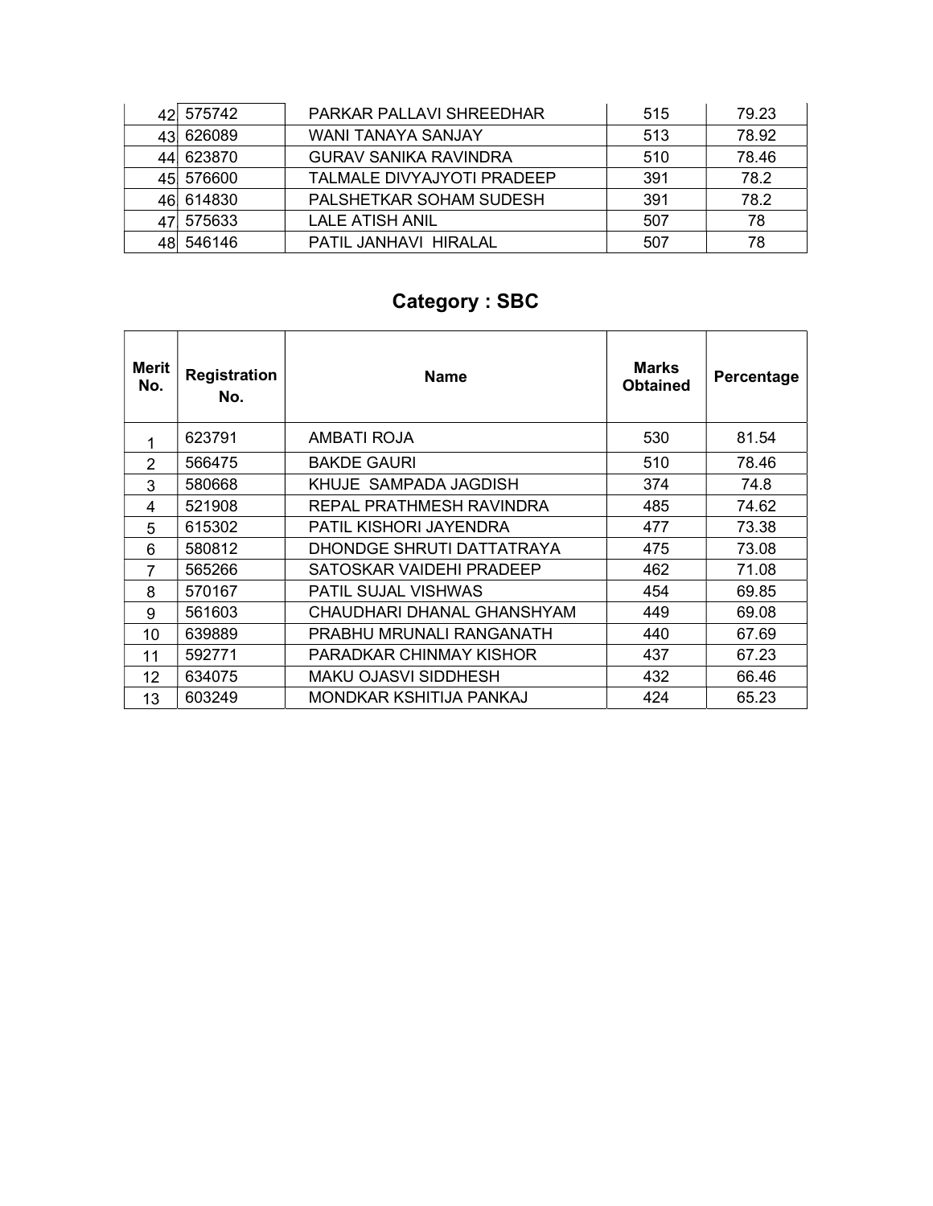| | | | | |
|---|---|---|---|---|
| 42 | 575742 | PARKAR PALLAVI SHREEDHAR | 515 | 79.23 |
| 43 | 626089 | WANI TANAYA SANJAY | 513 | 78.92 |
| 44 | 623870 | GURAV SANIKA RAVINDRA | 510 | 78.46 |
| 45 | 576600 | TALMALE DIVYAJYOTI PRADEEP | 391 | 78.2 |
| 46 | 614830 | PALSHETKAR SOHAM SUDESH | 391 | 78.2 |
| 47 | 575633 | LALE ATISH ANIL | 507 | 78 |
| 48 | 546146 | PATIL JANHAVI HIRALAL | 507 | 78 |

## Category : SBC

| Merit No. | Registration No. | Name | Marks Obtained | Percentage |
|---|---|---|---|---|
| 1 | 623791 | AMBATI ROJA | 530 | 81.54 |
| 2 | 566475 | BAKDE GAURI | 510 | 78.46 |
| 3 | 580668 | KHUJE SAMPADA JAGDISH | 374 | 74.8 |
| 4 | 521908 | REPAL PRATHMESH RAVINDRA | 485 | 74.62 |
| 5 | 615302 | PATIL KISHORI JAYENDRA | 477 | 73.38 |
| 6 | 580812 | DHONDGE SHRUTI DATTATRAYA | 475 | 73.08 |
| 7 | 565266 | SATOSKAR VAIDEHI PRADEEP | 462 | 71.08 |
| 8 | 570167 | PATIL SUJAL VISHWAS | 454 | 69.85 |
| 9 | 561603 | CHAUDHARI DHANAL GHANSHYAM | 449 | 69.08 |
| 10 | 639889 | PRABHU MRUNALI RANGANATH | 440 | 67.69 |
| 11 | 592771 | PARADKAR CHINMAY KISHOR | 437 | 67.23 |
| 12 | 634075 | MAKU OJASVI SIDDHESH | 432 | 66.46 |
| 13 | 603249 | MONDKAR KSHITIJA PANKAJ | 424 | 65.23 |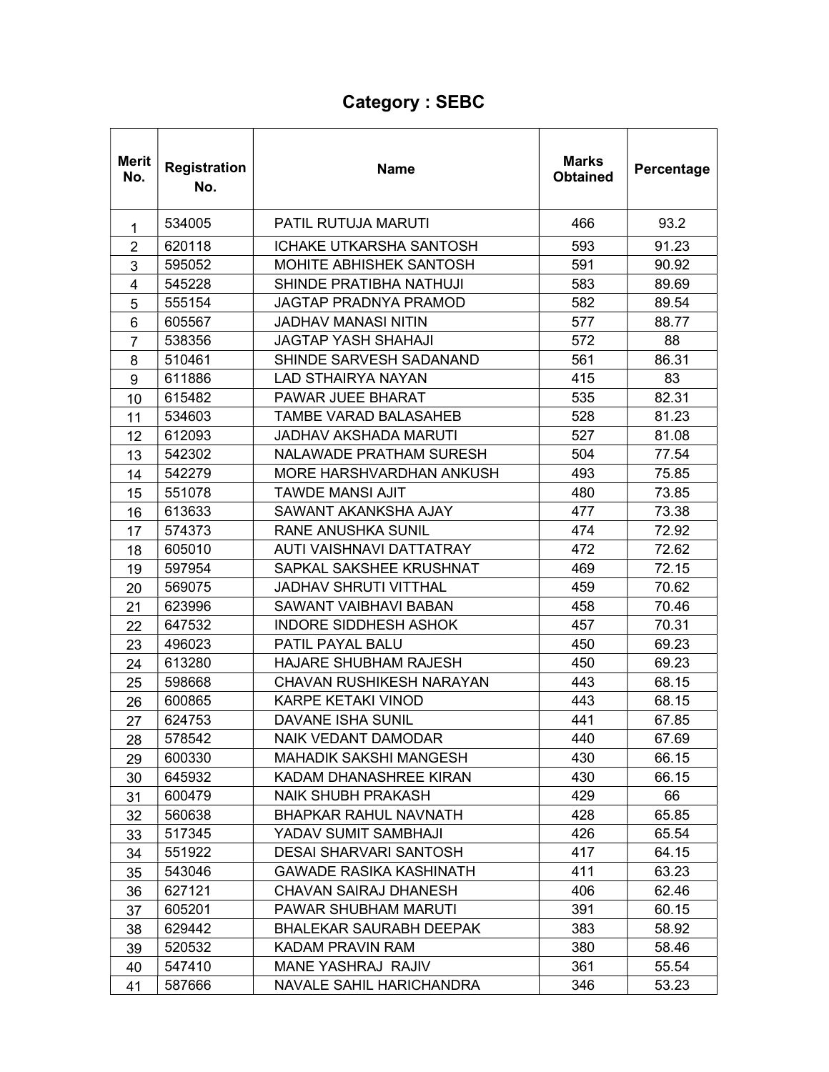# Category : SEBC

| Merit No. | Registration No. | Name | Marks Obtained | Percentage |
|---|---|---|---|---|
| 1 | 534005 | PATIL RUTUJA MARUTI | 466 | 93.2 |
| 2 | 620118 | ICHAKE UTKARSHA SANTOSH | 593 | 91.23 |
| 3 | 595052 | MOHITE ABHISHEK SANTOSH | 591 | 90.92 |
| 4 | 545228 | SHINDE PRATIBHA NATHUJI | 583 | 89.69 |
| 5 | 555154 | JAGTAP PRADNYA PRAMOD | 582 | 89.54 |
| 6 | 605567 | JADHAV MANASI NITIN | 577 | 88.77 |
| 7 | 538356 | JAGTAP YASH SHAHAJI | 572 | 88 |
| 8 | 510461 | SHINDE SARVESH SADANAND | 561 | 86.31 |
| 9 | 611886 | LAD STHAIRYA NAYAN | 415 | 83 |
| 10 | 615482 | PAWAR JUEE BHARAT | 535 | 82.31 |
| 11 | 534603 | TAMBE VARAD BALASAHEB | 528 | 81.23 |
| 12 | 612093 | JADHAV AKSHADA MARUTI | 527 | 81.08 |
| 13 | 542302 | NALAWADE PRATHAM SURESH | 504 | 77.54 |
| 14 | 542279 | MORE HARSHVARDHAN ANKUSH | 493 | 75.85 |
| 15 | 551078 | TAWDE MANSI AJIT | 480 | 73.85 |
| 16 | 613633 | SAWANT AKANKSHA AJAY | 477 | 73.38 |
| 17 | 574373 | RANE ANUSHKA SUNIL | 474 | 72.92 |
| 18 | 605010 | AUTI VAISHNAVI DATTATRAY | 472 | 72.62 |
| 19 | 597954 | SAPKAL SAKSHEE KRUSHNAT | 469 | 72.15 |
| 20 | 569075 | JADHAV SHRUTI VITTHAL | 459 | 70.62 |
| 21 | 623996 | SAWANT VAIBHAVI BABAN | 458 | 70.46 |
| 22 | 647532 | INDORE SIDDHESH ASHOK | 457 | 70.31 |
| 23 | 496023 | PATIL PAYAL BALU | 450 | 69.23 |
| 24 | 613280 | HAJARE SHUBHAM RAJESH | 450 | 69.23 |
| 25 | 598668 | CHAVAN RUSHIKESH NARAYAN | 443 | 68.15 |
| 26 | 600865 | KARPE KETAKI VINOD | 443 | 68.15 |
| 27 | 624753 | DAVANE ISHA SUNIL | 441 | 67.85 |
| 28 | 578542 | NAIK VEDANT DAMODAR | 440 | 67.69 |
| 29 | 600330 | MAHADIK SAKSHI MANGESH | 430 | 66.15 |
| 30 | 645932 | KADAM DHANASHREE KIRAN | 430 | 66.15 |
| 31 | 600479 | NAIK SHUBH PRAKASH | 429 | 66 |
| 32 | 560638 | BHAPKAR RAHUL NAVNATH | 428 | 65.85 |
| 33 | 517345 | YADAV SUMIT SAMBHAJI | 426 | 65.54 |
| 34 | 551922 | DESAI SHARVARI SANTOSH | 417 | 64.15 |
| 35 | 543046 | GAWADE RASIKA KASHINATH | 411 | 63.23 |
| 36 | 627121 | CHAVAN SAIRAJ DHANESH | 406 | 62.46 |
| 37 | 605201 | PAWAR SHUBHAM MARUTI | 391 | 60.15 |
| 38 | 629442 | BHALEKAR SAURABH DEEPAK | 383 | 58.92 |
| 39 | 520532 | KADAM PRAVIN RAM | 380 | 58.46 |
| 40 | 547410 | MANE YASHRAJ RAJIV | 361 | 55.54 |
| 41 | 587666 | NAVALE SAHIL HARICHANDRA | 346 | 53.23 |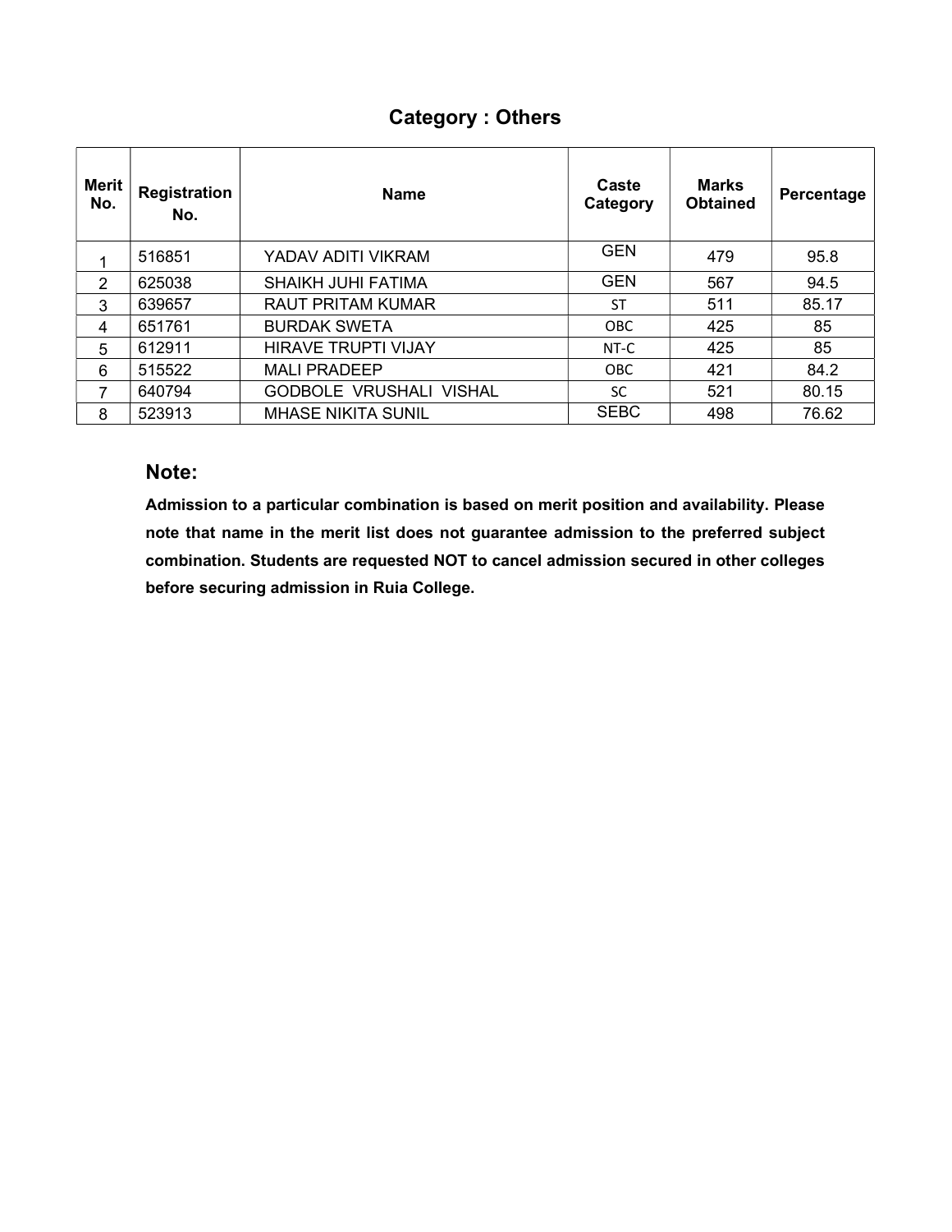## Category : Others

| Merit No. | Registration No. | Name | Caste Category | Marks Obtained | Percentage |
|---|---|---|---|---|---|
| 1 | 516851 | YADAV ADITI VIKRAM | GEN | 479 | 95.8 |
| 2 | 625038 | SHAIKH JUHI FATIMA | GEN | 567 | 94.5 |
| 3 | 639657 | RAUT PRITAM KUMAR | ST | 511 | 85.17 |
| 4 | 651761 | BURDAK SWETA | OBC | 425 | 85 |
| 5 | 612911 | HIRAVE TRUPTI VIJAY | NT-C | 425 | 85 |
| 6 | 515522 | MALI PRADEEP | OBC | 421 | 84.2 |
| 7 | 640794 | GODBOLE VRUSHALI VISHAL | SC | 521 | 80.15 |
| 8 | 523913 | MHASE NIKITA SUNIL | SEBC | 498 | 76.62 |

### Note:

**Admission to a particular combination is based on merit position and availability. Please note that name in the merit list does not guarantee admission to the preferred subject combination. Students are requested NOT to cancel admission secured in other colleges before securing admission in Ruia College.**